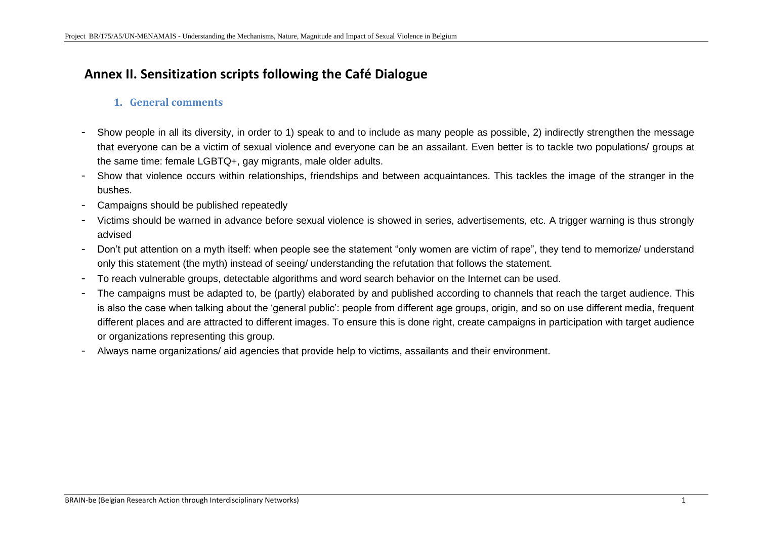# Annex II. Sensitization scripts following the Café Dialogue

## 1. General comments

- Show people in all its diversity, in order to 1) speak to and to include as many people as possible, 2) indirectly strengthen the message that everyone can be a victim of sexual violence and everyone can be an assailant. Even better is to tackle two populations/ groups at the same time: female LGBTQ+, gay migrants, male older adults.
- Show that violence occurs within relationships, friendships and between acquaintances. This tackles the image of the stranger in the bushes.
- Campaigns should be published repeatedly
- Victims should be warned in advance before sexual violence is showed in series, advertisements, etc. A trigger warning is thus strongly advised
- Don't put attention on a myth itself: when people see the statement "only women are victim of rape", they tend to memorize/ understand only this statement (the myth) instead of seeing/ understanding the refutation that follows the statement.
- To reach vulnerable groups, detectable algorithms and word search behavior on the Internet can be used.
- The campaigns must be adapted to, be (partly) elaborated by and published according to channels that reach the target audience. This is also the case when talking about the 'general public': people from different age groups, origin, and so on use different media, frequent different places and are attracted to different images. To ensure this is done right, create campaigns in participation with target audience or organizations representing this group.
- Always name organizations/ aid agencies that provide help to victims, assailants and their environment.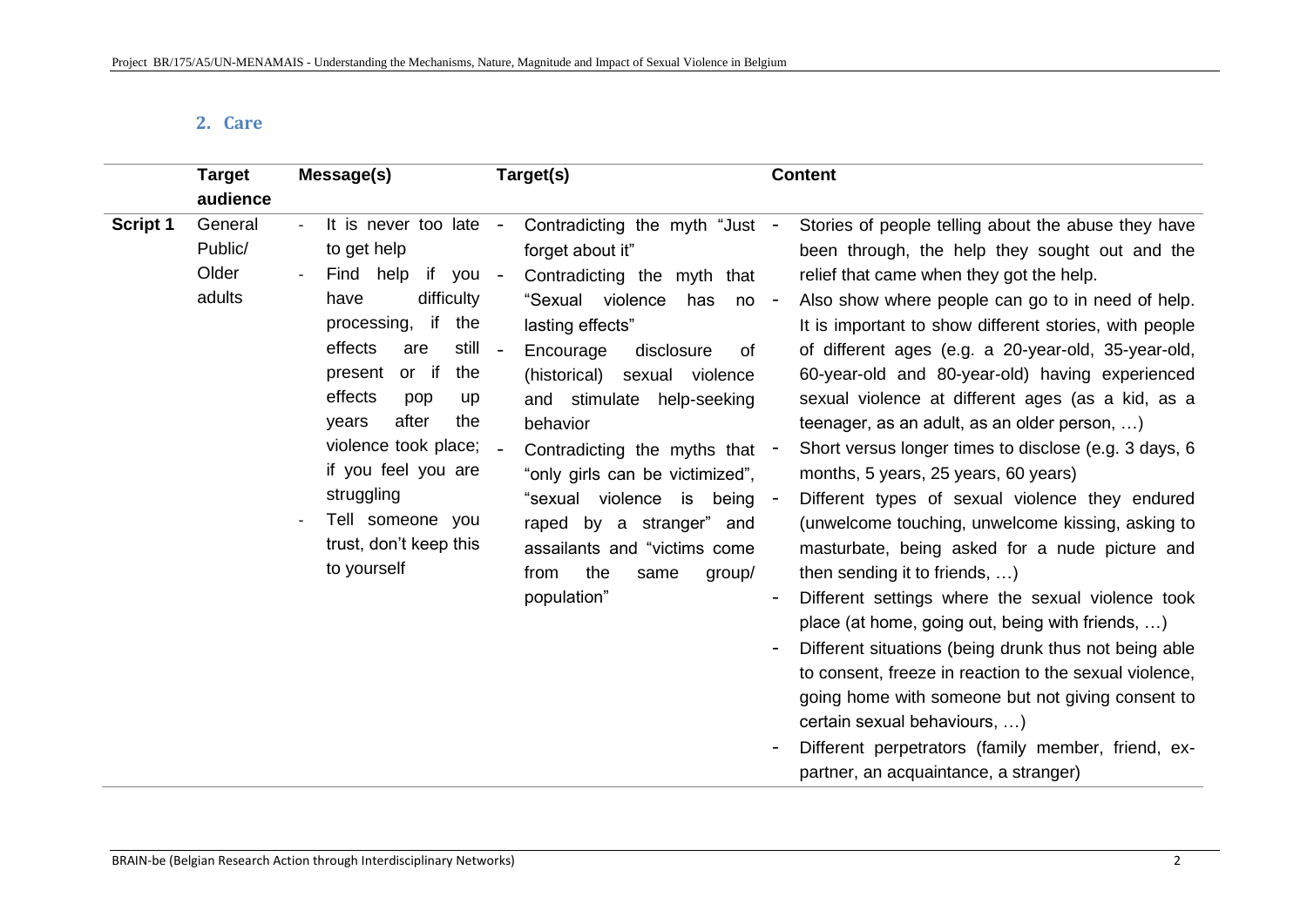## 2. Care

| | Target audience | Message(s) | Target(s) | Content |
|---|---|---|---|---|
| **Script 1** | General Public/ Older adults | - It is never too late to get help<br>- Find help if you have difficulty processing, if the effects are still present or if the effects pop up years after the violence took place; if you feel you are struggling<br>- Tell someone you trust, don't keep this to yourself | - Contradicting the myth "Just forget about it"<br>- Contradicting the myth that "Sexual violence has no lasting effects"<br>- Encourage disclosure of (historical) sexual violence and stimulate help-seeking behavior<br>- Contradicting the myths that "only girls can be victimized", "sexual violence is being raped by a stranger" and assailants and "victims come from the same group/ population" | - Stories of people telling about the abuse they have been through, the help they sought out and the relief that came when they got the help.<br>- Also show where people can go to in need of help. It is important to show different stories, with people of different ages (e.g. a 20-year-old, 35-year-old, 60-year-old and 80-year-old) having experienced sexual violence at different ages (as a kid, as a teenager, as an adult, as an older person, …)<br>- Short versus longer times to disclose (e.g. 3 days, 6 months, 5 years, 25 years, 60 years)<br>- Different types of sexual violence they endured (unwelcome touching, unwelcome kissing, asking to masturbate, being asked for a nude picture and then sending it to friends, …)<br>- Different settings where the sexual violence took place (at home, going out, being with friends, …)<br>- Different situations (being drunk thus not being able to consent, freeze in reaction to the sexual violence, going home with someone but not giving consent to certain sexual behaviours, …)<br>- Different perpetrators (family member, friend, ex-partner, an acquaintance, a stranger) |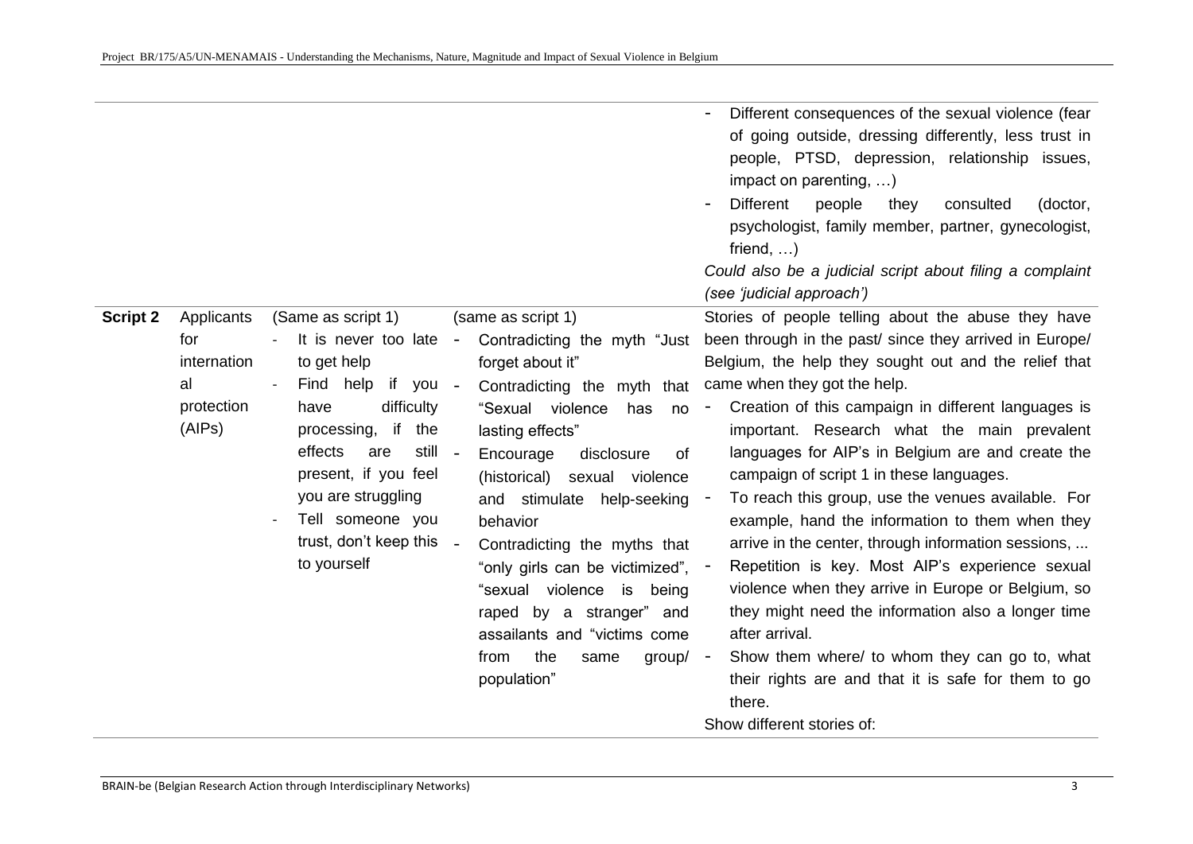| | | | | |
|---|---|---|---|---|
| | | | | - Different consequences of the sexual violence (fear of going outside, dressing differently, less trust in people, PTSD, depression, relationship issues, impact on parenting, …)<br>- Different people they consulted (doctor, psychologist, family member, partner, gynecologist, friend, …)<br>*Could also be a judicial script about filing a complaint (see 'judicial approach')* |
| **Script 2** | Applicants for international protection (AIPs) | (Same as script 1)<br>- It is never too late to get help<br>- Find help if you have difficulty processing, if the effects are still present, if you feel you are struggling<br>- Tell someone you trust, don't keep this to yourself | (same as script 1)<br>- Contradicting the myth "Just forget about it"<br>- Contradicting the myth that "Sexual violence has no lasting effects"<br>- Encourage disclosure of (historical) sexual violence and stimulate help-seeking behavior<br>- Contradicting the myths that "only girls can be victimized", "sexual violence is being raped by a stranger" and assailants and "victims come from the same group/ population" | Stories of people telling about the abuse they have been through in the past/ since they arrived in Europe/ Belgium, the help they sought out and the relief that came when they got the help.<br>- Creation of this campaign in different languages is important. Research what the main prevalent languages for AIP's in Belgium are and create the campaign of script 1 in these languages.<br>- To reach this group, use the venues available. For example, hand the information to them when they arrive in the center, through information sessions, ...<br>- Repetition is key. Most AIP's experience sexual violence when they arrive in Europe or Belgium, so they might need the information also a longer time after arrival.<br>- Show them where/ to whom they can go to, what their rights are and that it is safe for them to go there.<br>Show different stories of: |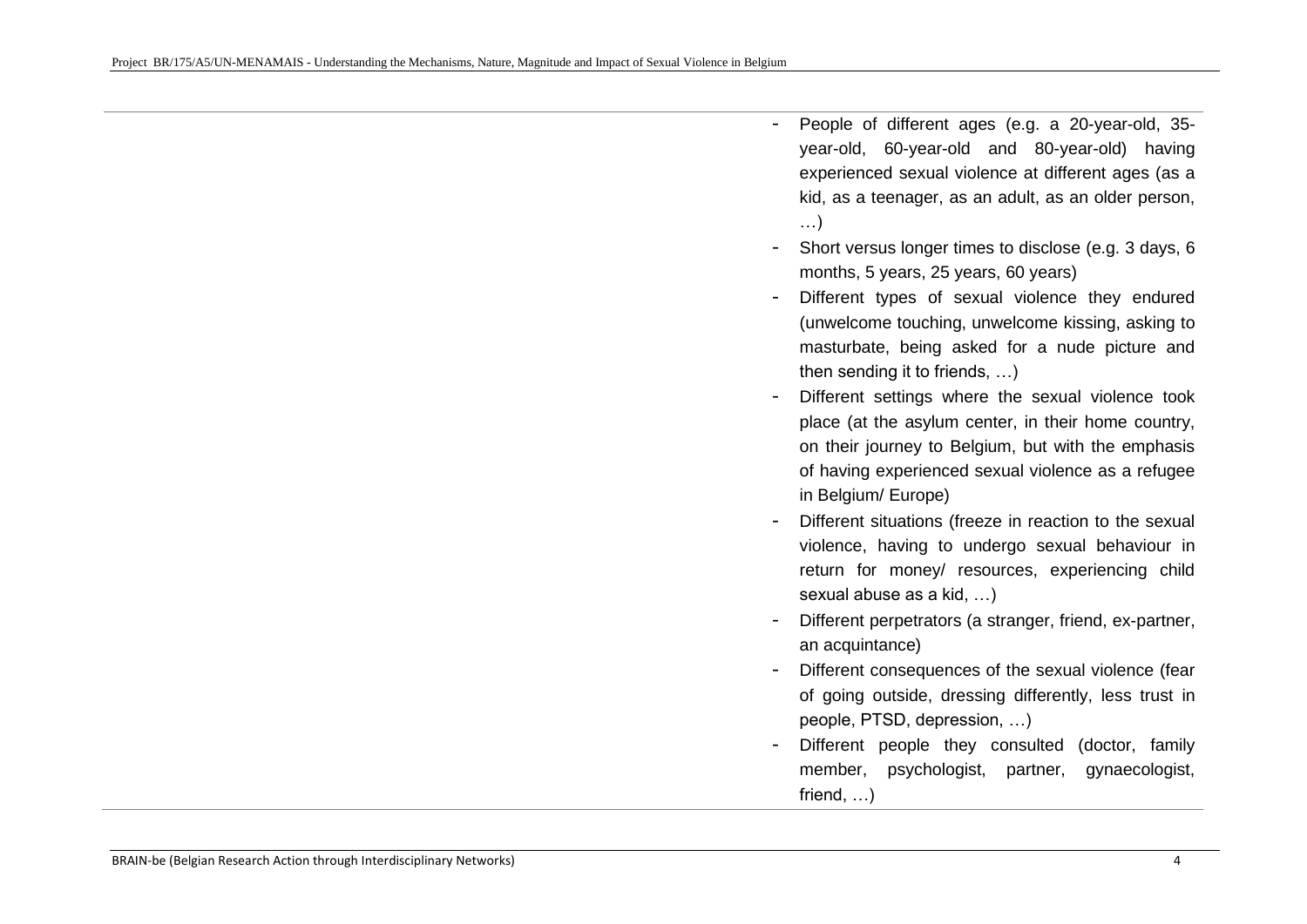- People of different ages (e.g. a 20-year-old, 35-year-old, 60-year-old and 80-year-old) having experienced sexual violence at different ages (as a kid, as a teenager, as an adult, as an older person, …)
- Short versus longer times to disclose (e.g. 3 days, 6 months, 5 years, 25 years, 60 years)
- Different types of sexual violence they endured (unwelcome touching, unwelcome kissing, asking to masturbate, being asked for a nude picture and then sending it to friends, …)
- Different settings where the sexual violence took place (at the asylum center, in their home country, on their journey to Belgium, but with the emphasis of having experienced sexual violence as a refugee in Belgium/ Europe)
- Different situations (freeze in reaction to the sexual violence, having to undergo sexual behaviour in return for money/ resources, experiencing child sexual abuse as a kid, …)
- Different perpetrators (a stranger, friend, ex-partner, an acquintance)
- Different consequences of the sexual violence (fear of going outside, dressing differently, less trust in people, PTSD, depression, …)
- Different people they consulted (doctor, family member, psychologist, partner, gynaecologist, friend, …)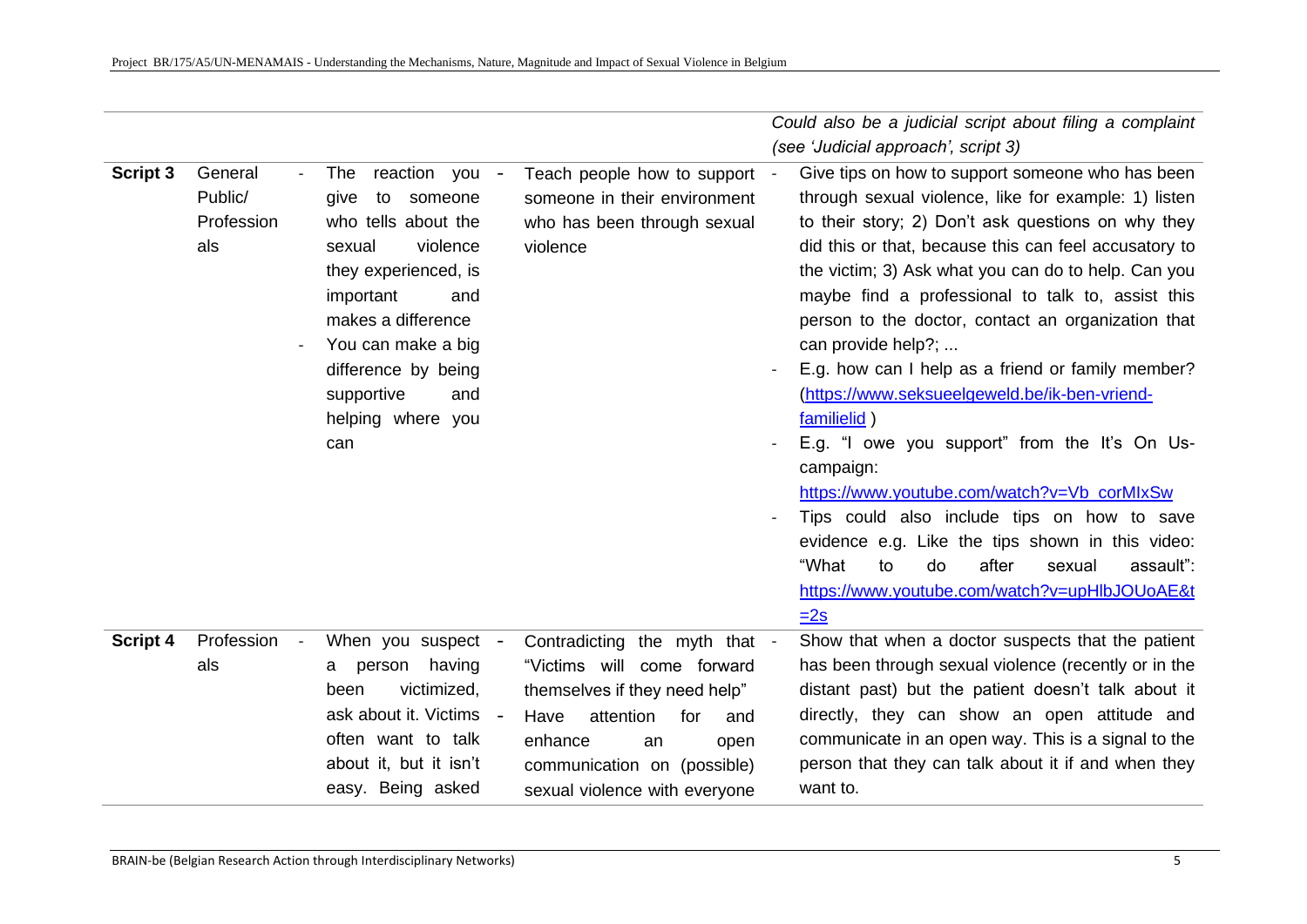| | | | | |
|---|---|---|---|---|
| | | | | *Could also be a judicial script about filing a complaint (see 'Judicial approach', script 3)* |
| **Script 3** | General Public/ Professionals | - The reaction you give to someone who tells about the sexual violence they experienced, is important and makes a difference<br>- You can make a big difference by being supportive and helping where you can | - Teach people how to support someone in their environment who has been through sexual violence | - Give tips on how to support someone who has been through sexual violence, like for example: 1) listen to their story; 2) Don't ask questions on why they did this or that, because this can feel accusatory to the victim; 3) Ask what you can do to help. Can you maybe find a professional to talk to, assist this person to the doctor, contact an organization that can provide help?; ...<br>- E.g. how can I help as a friend or family member? (https://www.seksueelgeweld.be/ik-ben-vriend-familielid )<br>- E.g. "I owe you support" from the It's On Us-campaign: https://www.youtube.com/watch?v=Vb_corMIxSw<br>- Tips could also include tips on how to save evidence e.g. Like the tips shown in this video: "What to do after sexual assault": https://www.youtube.com/watch?v=upHlbJOUoAE&t=2s |
| **Script 4** | Professionals | - When you suspect a person having been victimized, ask about it. Victims often want to talk about it, but it isn't easy. Being asked | - Contradicting the myth that "Victims will come forward themselves if they need help"<br>- Have attention for and enhance an open communication on (possible) sexual violence with everyone | - Show that when a doctor suspects that the patient has been through sexual violence (recently or in the distant past) but the patient doesn't talk about it directly, they can show an open attitude and communicate in an open way. This is a signal to the person that they can talk about it if and when they want to. |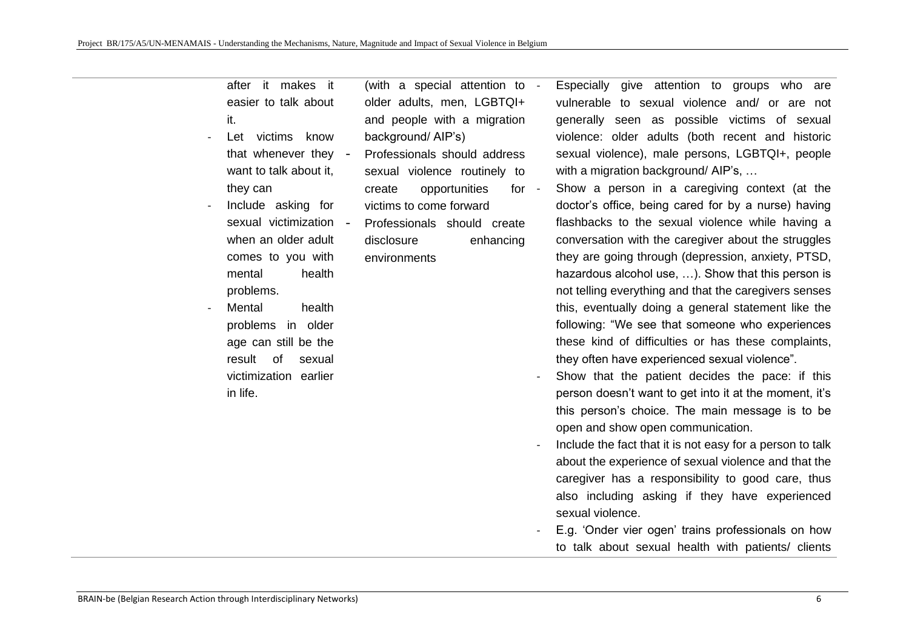| | | | |
|---|---|---|---|
| | after it makes it easier to talk about it.<br>- Let victims know that whenever they want to talk about it, they can<br>- Include asking for sexual victimization when an older adult comes to you with mental health problems.<br>- Mental health problems in older age can still be the result of sexual victimization earlier in life. | (with a special attention to older adults, men, LGBTQI+ and people with a migration background/ AIP's)<br>- Professionals should address sexual violence routinely to create opportunities for victims to come forward<br>- Professionals should create disclosure enhancing environments | - Especially give attention to groups who are vulnerable to sexual violence and/ or are not generally seen as possible victims of sexual violence: older adults (both recent and historic sexual violence), male persons, LGBTQI+, people with a migration background/ AIP's, …<br>- Show a person in a caregiving context (at the doctor's office, being cared for by a nurse) having flashbacks to the sexual violence while having a conversation with the caregiver about the struggles they are going through (depression, anxiety, PTSD, hazardous alcohol use, …). Show that this person is not telling everything and that the caregivers senses this, eventually doing a general statement like the following: "We see that someone who experiences these kind of difficulties or has these complaints, they often have experienced sexual violence".<br>- Show that the patient decides the pace: if this person doesn't want to get into it at the moment, it's this person's choice. The main message is to be open and show open communication.<br>- Include the fact that it is not easy for a person to talk about the experience of sexual violence and that the caregiver has a responsibility to good care, thus also including asking if they have experienced sexual violence.<br>- E.g. 'Onder vier ogen' trains professionals on how to talk about sexual health with patients/ clients |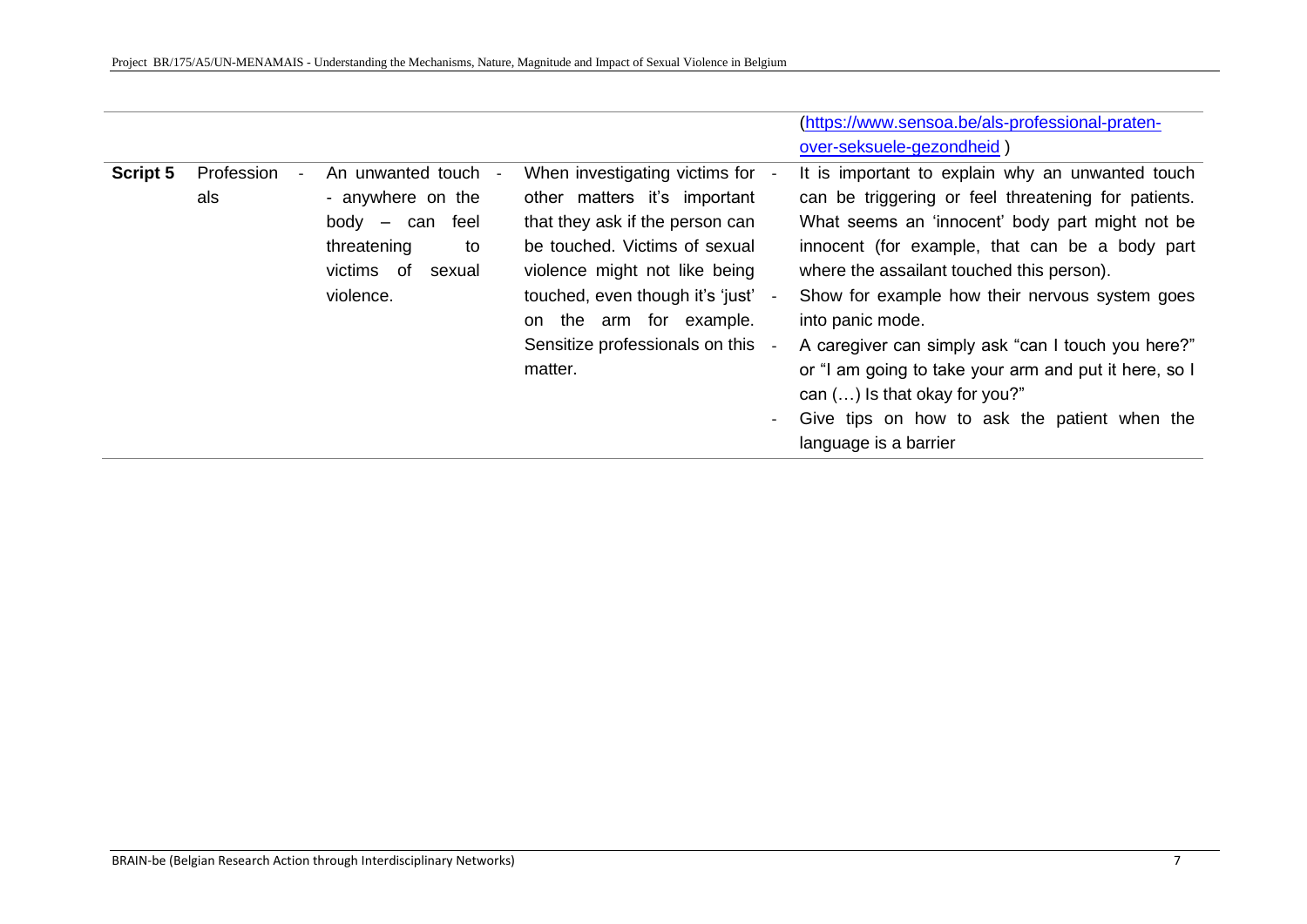| | | | | |
|---|---|---|---|---|
| | | | | (https://www.sensoa.be/als-professional-praten-over-seksuele-gezondheid ) |
| **Script 5** | Professionals | - An unwanted touch - anywhere on the body – can feel threatening to victims of sexual violence. | - When investigating victims for other matters it's important that they ask if the person can be touched. Victims of sexual violence might not like being touched, even though it's 'just' on the arm for example. Sensitize professionals on this matter. | - It is important to explain why an unwanted touch can be triggering or feel threatening for patients. What seems an 'innocent' body part might not be innocent (for example, that can be a body part where the assailant touched this person).<br>- Show for example how their nervous system goes into panic mode.<br>- A caregiver can simply ask "can I touch you here?" or "I am going to take your arm and put it here, so I can (…) Is that okay for you?"<br>- Give tips on how to ask the patient when the language is a barrier |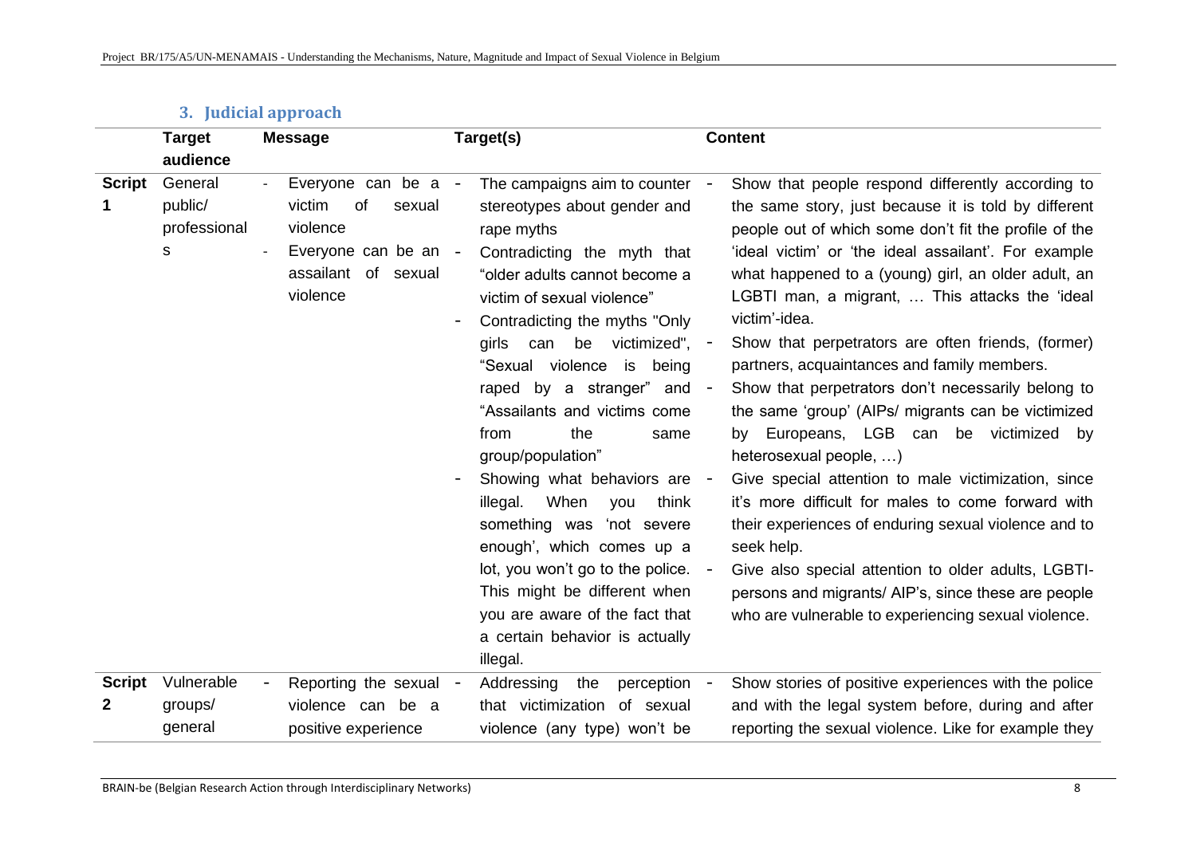### 3. Judicial approach

| | Target audience | Message | Target(s) | Content |
|---|---|---|---|---|
| **Script 1** | General public/ professionals | - Everyone can be a victim of sexual violence<br>- Everyone can be an assailant of sexual violence | - The campaigns aim to counter stereotypes about gender and rape myths<br>- Contradicting the myth that "older adults cannot become a victim of sexual violence"<br>- Contradicting the myths "Only girls can be victimized", "Sexual violence is being raped by a stranger" and "Assailants and victims come from the same group/population"<br>- Showing what behaviors are illegal. When you think something was 'not severe enough', which comes up a lot, you won't go to the police. This might be different when you are aware of the fact that a certain behavior is actually illegal. | - Show that people respond differently according to the same story, just because it is told by different people out of which some don't fit the profile of the 'ideal victim' or 'the ideal assailant'. For example what happened to a (young) girl, an older adult, an LGBTI man, a migrant, … This attacks the 'ideal victim'-idea.<br>- Show that perpetrators are often friends, (former) partners, acquaintances and family members.<br>- Show that perpetrators don't necessarily belong to the same 'group' (AIPs/ migrants can be victimized by Europeans, LGB can be victimized by heterosexual people, …)<br>- Give special attention to male victimization, since it's more difficult for males to come forward with their experiences of enduring sexual violence and to seek help.<br>- Give also special attention to older adults, LGBTI-persons and migrants/ AIP's, since these are people who are vulnerable to experiencing sexual violence. |
| **Script 2** | Vulnerable groups/ general | - Reporting the sexual violence can be a positive experience | - Addressing the perception that victimization of sexual violence (any type) won't be | - Show stories of positive experiences with the police and with the legal system before, during and after reporting the sexual violence. Like for example they |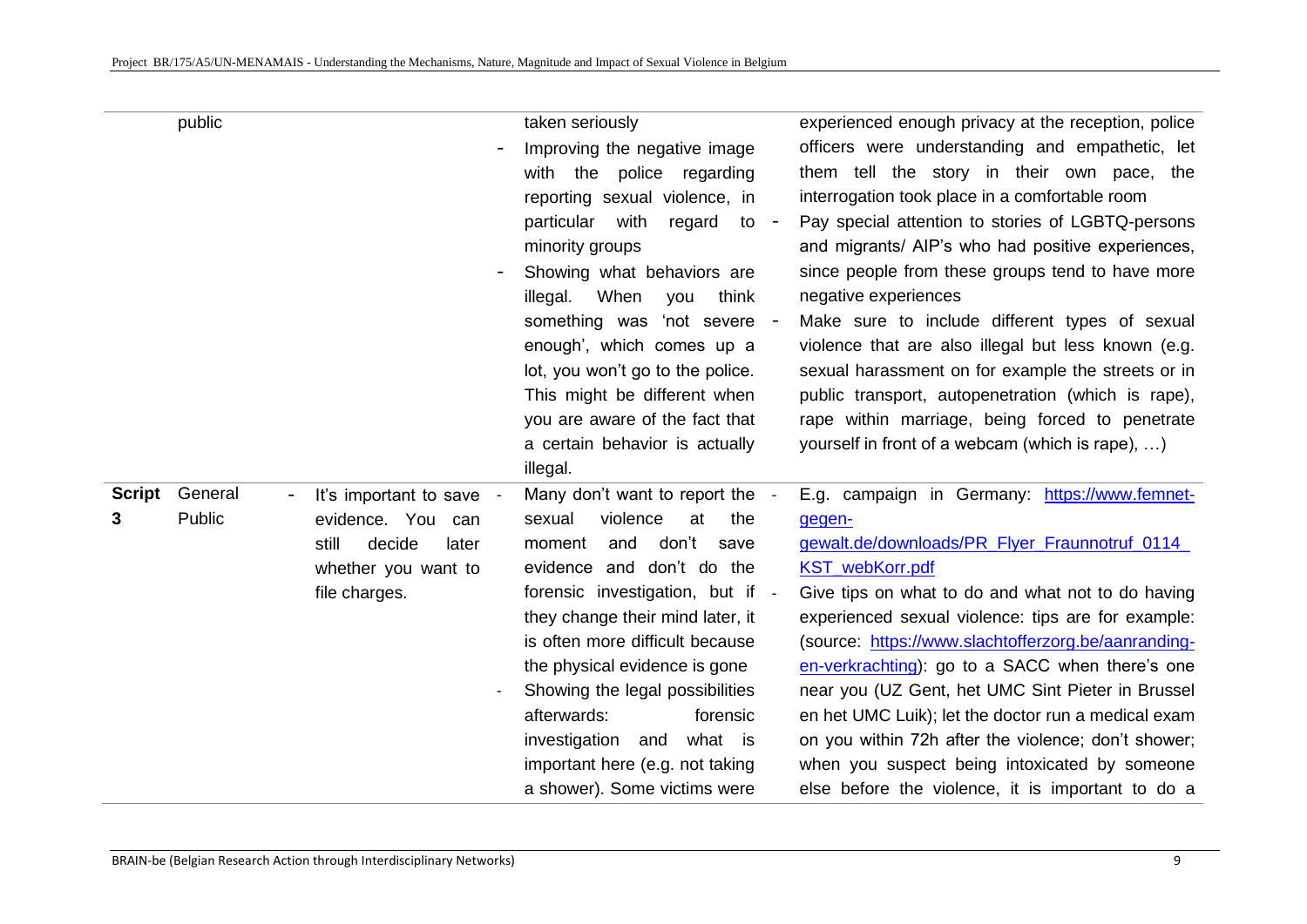| | | | | |
|---|---|---|---|---|
| | public | | taken seriously<br>- Improving the negative image with the police regarding reporting sexual violence, in particular with regard to minority groups<br>- Showing what behaviors are illegal. When you think something was 'not severe enough', which comes up a lot, you won't go to the police. This might be different when you are aware of the fact that a certain behavior is actually illegal. | experienced enough privacy at the reception, police officers were understanding and empathetic, let them tell the story in their own pace, the interrogation took place in a comfortable room<br>- Pay special attention to stories of LGBTQ-persons and migrants/ AIP's who had positive experiences, since people from these groups tend to have more negative experiences<br>- Make sure to include different types of sexual violence that are also illegal but less known (e.g. sexual harassment on for example the streets or in public transport, autopenetration (which is rape), rape within marriage, being forced to penetrate yourself in front of a webcam (which is rape), …) |
| **Script 3** | General Public | - It's important to save evidence. You can still decide later whether you want to file charges. | - Many don't want to report the sexual violence at the moment and don't save evidence and don't do the forensic investigation, but if they change their mind later, it is often more difficult because the physical evidence is gone<br>- Showing the legal possibilities afterwards: forensic investigation and what is important here (e.g. not taking a shower). Some victims were | - E.g. campaign in Germany: https://www.femnet-gegen-gewalt.de/downloads/PR_Flyer_Fraunnotruf_0114_KST_webKorr.pdf<br>- Give tips on what to do and what not to do having experienced sexual violence: tips are for example: (source: https://www.slachtofferzorg.be/aanranding-en-verkrachting): go to a SACC when there's one near you (UZ Gent, het UMC Sint Pieter in Brussel en het UMC Luik); let the doctor run a medical exam on you within 72h after the violence; don't shower; when you suspect being intoxicated by someone else before the violence, it is important to do a |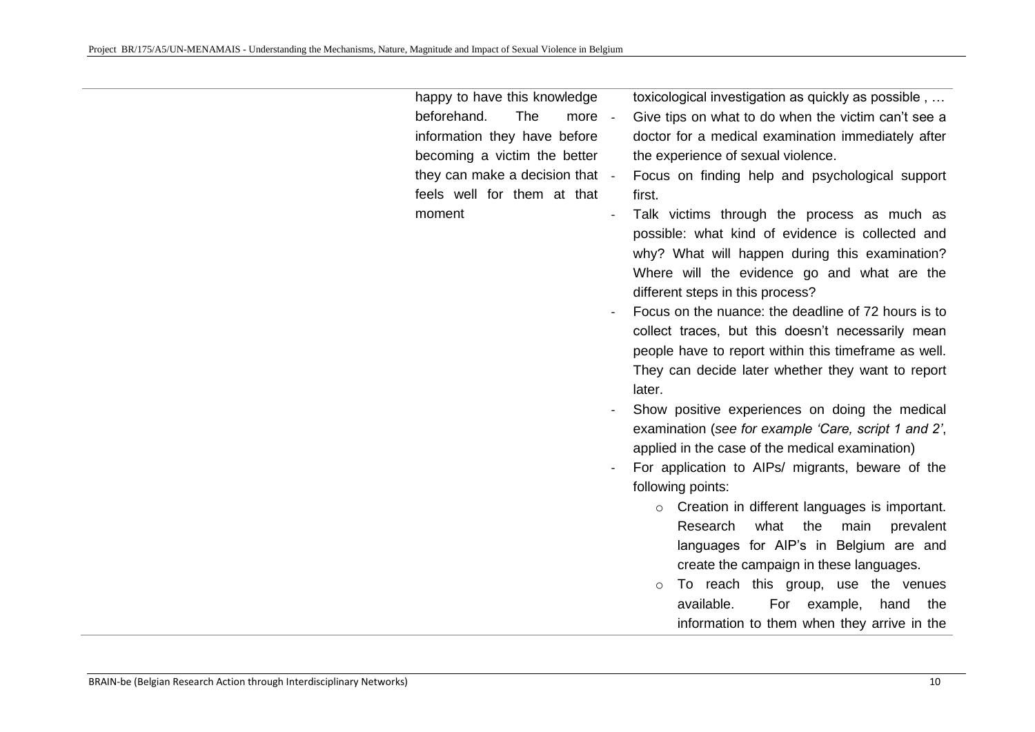| | | |
|---|---|---|
| | happy to have this knowledge beforehand. The more information they have before becoming a victim the better they can make a decision that feels well for them at that moment | toxicological investigation as quickly as possible , …<br>- Give tips on what to do when the victim can't see a doctor for a medical examination immediately after the experience of sexual violence.<br>- Focus on finding help and psychological support first.<br>- Talk victims through the process as much as possible: what kind of evidence is collected and why? What will happen during this examination? Where will the evidence go and what are the different steps in this process?<br>- Focus on the nuance: the deadline of 72 hours is to collect traces, but this doesn't necessarily mean people have to report within this timeframe as well. They can decide later whether they want to report later.<br>- Show positive experiences on doing the medical examination (*see for example 'Care, script 1 and 2'*, applied in the case of the medical examination)<br>- For application to AIPs/ migrants, beware of the following points:<br>o Creation in different languages is important. Research what the main prevalent languages for AIP's in Belgium are and create the campaign in these languages.<br>o To reach this group, use the venues available. For example, hand the information to them when they arrive in the |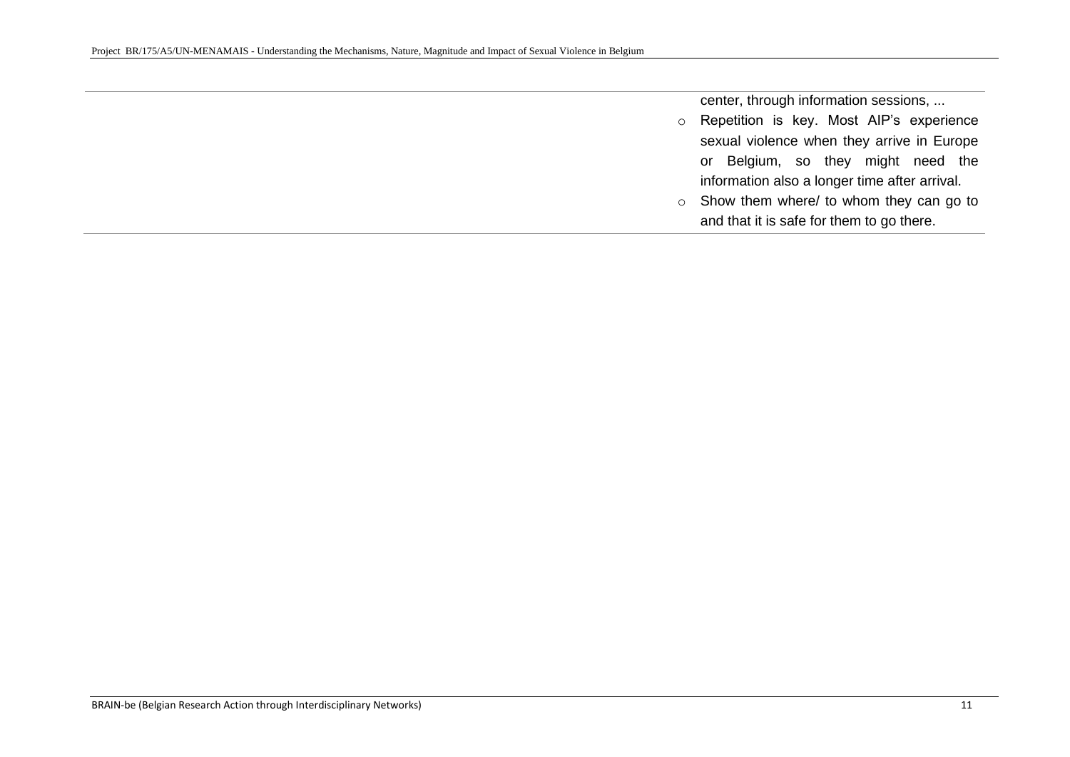|  |  |
| --- | --- |
|  | center, through information sessions, ...<br>- Repetition is key. Most AIP's experience sexual violence when they arrive in Europe or Belgium, so they might need the information also a longer time after arrival.<br>- Show them where/ to whom they can go to and that it is safe for them to go there. |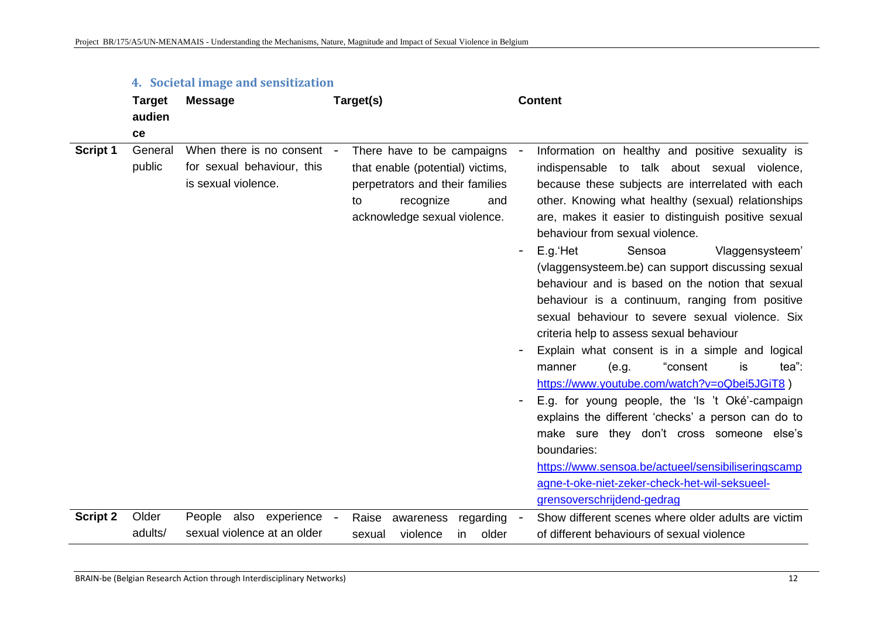## 4. Societal image and sensitization

| | Target audience | Message | Target(s) | Content |
|---|---|---|---|---|
| **Script 1** | General public | When there is no consent for sexual behaviour, this is sexual violence. | - There have to be campaigns that enable (potential) victims, perpetrators and their families to recognize and acknowledge sexual violence. | - Information on healthy and positive sexuality is indispensable to talk about sexual violence, because these subjects are interrelated with each other. Knowing what healthy (sexual) relationships are, makes it easier to distinguish positive sexual behaviour from sexual violence.<br>- E.g.'Het Sensoa Vlaggensysteem' (vlaggensysteem.be) can support discussing sexual behaviour and is based on the notion that sexual behaviour is a continuum, ranging from positive sexual behaviour to severe sexual violence. Six criteria help to assess sexual behaviour<br>- Explain what consent is in a simple and logical manner (e.g. "consent is tea": https://www.youtube.com/watch?v=oQbei5JGiT8 )<br>- E.g. for young people, the 'Is 't Oké'-campaign explains the different 'checks' a person can do to make sure they don't cross someone else's boundaries: https://www.sensoa.be/actueel/sensibiliseringscampagne-t-oke-niet-zeker-check-het-wil-seksueel-grensoverschrijdend-gedrag |
| **Script 2** | Older adults/ | People also experience sexual violence at an older | - Raise awareness regarding sexual violence in older | - Show different scenes where older adults are victim of different behaviours of sexual violence |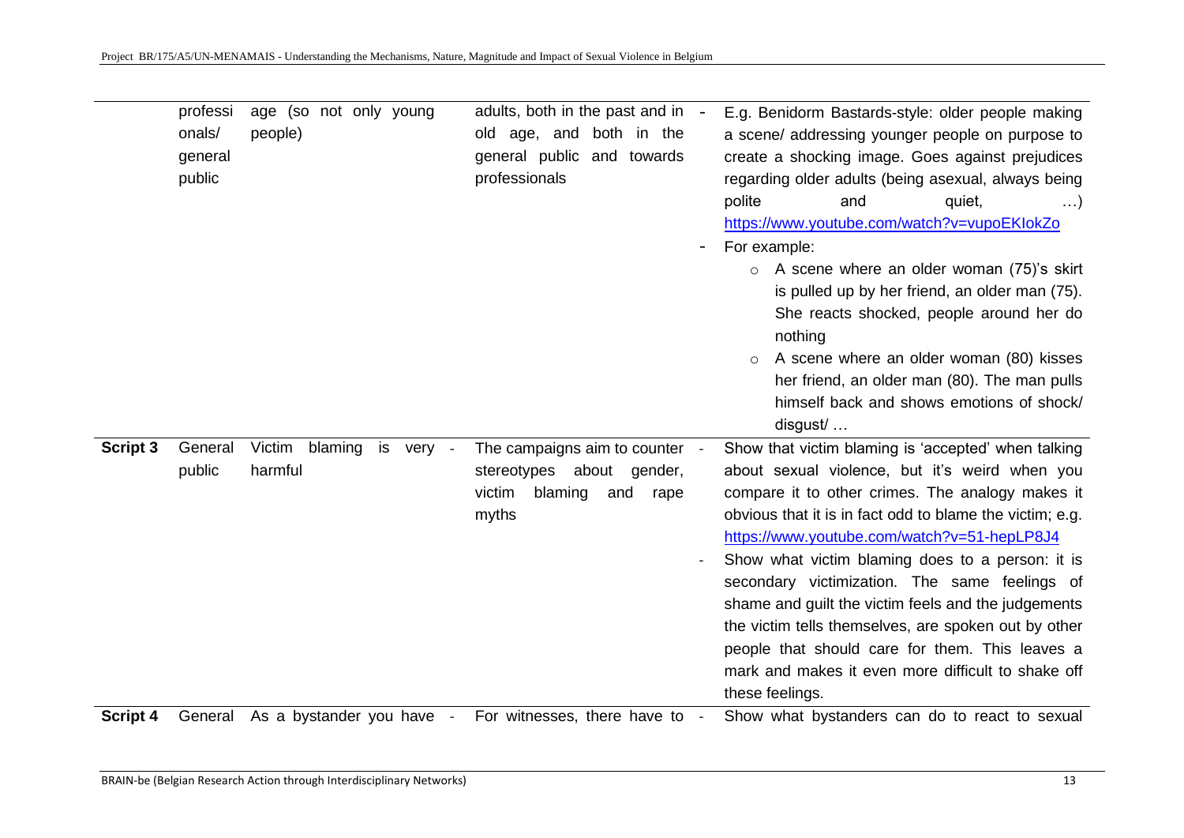| | | | | |
|---|---|---|---|---|
| | professionals/ general public | age (so not only young people) | adults, both in the past and in old age, and both in the general public and towards professionals | - E.g. Benidorm Bastards-style: older people making a scene/ addressing younger people on purpose to create a shocking image. Goes against prejudices regarding older adults (being asexual, always being polite and quiet, …) https://www.youtube.com/watch?v=vupoEKIokZo<br>- For example:<br>○ A scene where an older woman (75)'s skirt is pulled up by her friend, an older man (75). She reacts shocked, people around her do nothing<br>○ A scene where an older woman (80) kisses her friend, an older man (80). The man pulls himself back and shows emotions of shock/ disgust/ … |
| **Script 3** | General public | Victim blaming is very harmful | - The campaigns aim to counter stereotypes about gender, victim blaming and rape myths | - Show that victim blaming is 'accepted' when talking about sexual violence, but it's weird when you compare it to other crimes. The analogy makes it obvious that it is in fact odd to blame the victim; e.g. https://www.youtube.com/watch?v=51-hepLP8J4<br>- Show what victim blaming does to a person: it is secondary victimization. The same feelings of shame and guilt the victim feels and the judgements the victim tells themselves, are spoken out by other people that should care for them. This leaves a mark and makes it even more difficult to shake off these feelings. |
| **Script 4** | General | As a bystander you have | - For witnesses, there have to | - Show what bystanders can do to react to sexual |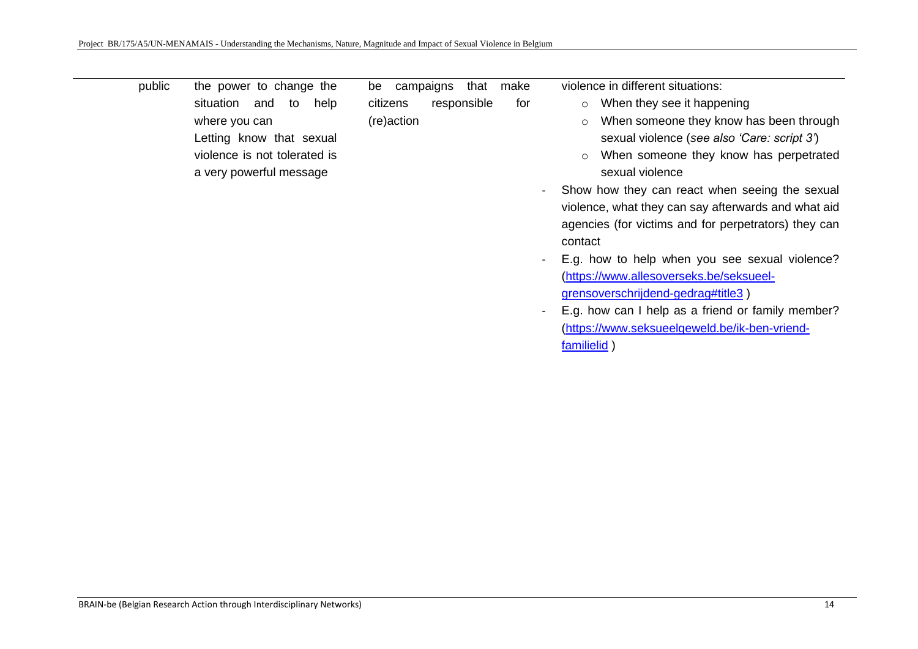| | | | |
|---|---|---|---|
| public | the power to change the situation and to help where you can<br>Letting know that sexual violence is not tolerated is a very powerful message | be campaigns that make citizens responsible for (re)action | violence in different situations:<br>○ When they see it happening<br>○ When someone they know has been through sexual violence (*see also 'Care: script 3'*)<br>○ When someone they know has perpetrated sexual violence<br>- Show how they can react when seeing the sexual violence, what they can say afterwards and what aid agencies (for victims and for perpetrators) they can contact<br>- E.g. how to help when you see sexual violence? (https://www.allesoverseks.be/seksueel-grensoverschrijdend-gedrag#title3 )<br>- E.g. how can I help as a friend or family member? (https://www.seksueelgeweld.be/ik-ben-vriend-familielid ) |